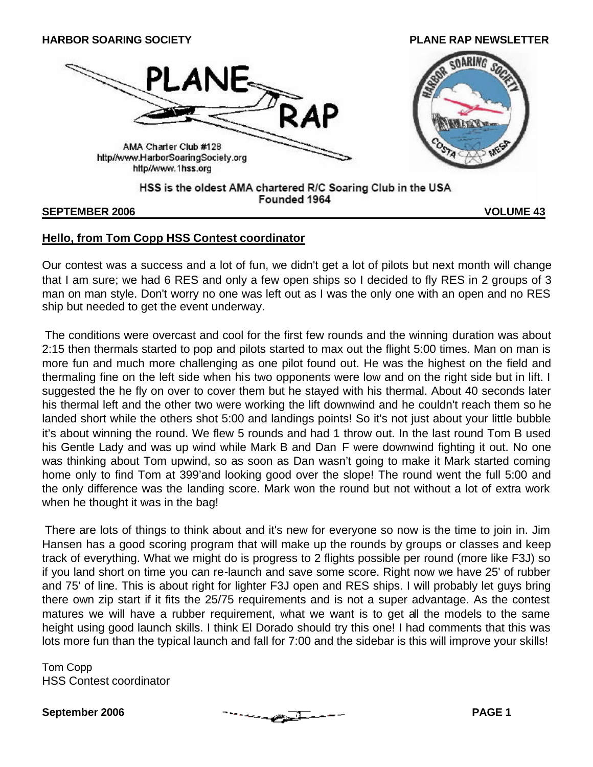HARBOR SOARING SOCIETY

PLANE RAP NEWSLETTER

# PLANE RAP

AMA Charter Club #128
http//www.HarborSoaringSociety.org
http//www.1hss.org

HSS is the oldest AMA chartered R/C Soaring Club in the USA
Founded 1964

**SEPTEMBER 2006** **VOLUME 43**

## Hello, from Tom Copp HSS Contest coordinator

Our contest was a success and a lot of fun, we didn't get a lot of pilots but next month will change that I am sure; we had 6 RES and only a few open ships so I decided to fly RES in 2 groups of 3 man on man style. Don't worry no one was left out as I was the only one with an open and no RES ship but needed to get the event underway.

The conditions were overcast and cool for the first few rounds and the winning duration was about 2:15 then thermals started to pop and pilots started to max out the flight 5:00 times. Man on man is more fun and much more challenging as one pilot found out. He was the highest on the field and thermaling fine on the left side when his two opponents were low and on the right side but in lift. I suggested the he fly on over to cover them but he stayed with his thermal. About 40 seconds later his thermal left and the other two were working the lift downwind and he couldn't reach them so he landed short while the others shot 5:00 and landings points! So it's not just about your little bubble it's about winning the round. We flew 5 rounds and had 1 throw out. In the last round Tom B used his Gentle Lady and was up wind while Mark B and Dan F were downwind fighting it out. No one was thinking about Tom upwind, so as soon as Dan wasn't going to make it Mark started coming home only to find Tom at 399'and looking good over the slope! The round went the full 5:00 and the only difference was the landing score. Mark won the round but not without a lot of extra work when he thought it was in the bag!

There are lots of things to think about and it's new for everyone so now is the time to join in. Jim Hansen has a good scoring program that will make up the rounds by groups or classes and keep track of everything. What we might do is progress to 2 flights possible per round (more like F3J) so if you land short on time you can re-launch and save some score. Right now we have 25' of rubber and 75' of line. This is about right for lighter F3J open and RES ships. I will probably let guys bring there own zip start if it fits the 25/75 requirements and is not a super advantage. As the contest matures we will have a rubber requirement, what we want is to get all the models to the same height using good launch skills. I think El Dorado should try this one! I had comments that this was lots more fun than the typical launch and fall for 7:00 and the sidebar is this will improve your skills!

Tom Copp
HSS Contest coordinator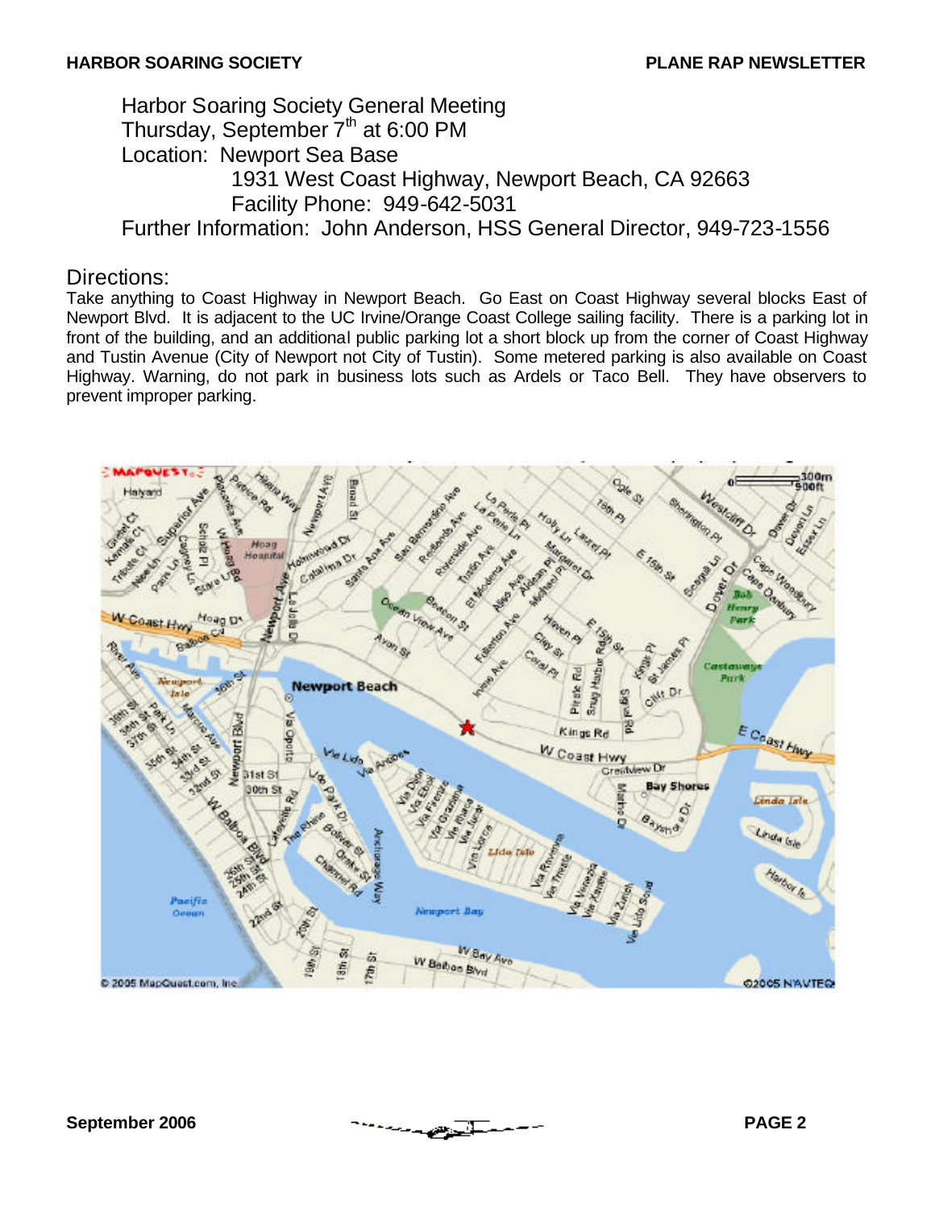Harbor Soaring Society General Meeting
Thursday, September 7th at 6:00 PM
Location: Newport Sea Base
1931 West Coast Highway, Newport Beach, CA 92663
Facility Phone: 949-642-5031
Further Information: John Anderson, HSS General Director, 949-723-1556

## Directions:

Take anything to Coast Highway in Newport Beach. Go East on Coast Highway several blocks East of Newport Blvd. It is adjacent to the UC Irvine/Orange Coast College sailing facility. There is a parking lot in front of the building, and an additional public parking lot a short block up from the corner of Coast Highway and Tustin Avenue (City of Newport not City of Tustin). Some metered parking is also available on Coast Highway. Warning, do not park in business lots such as Ardels or Taco Bell. They have observers to prevent improper parking.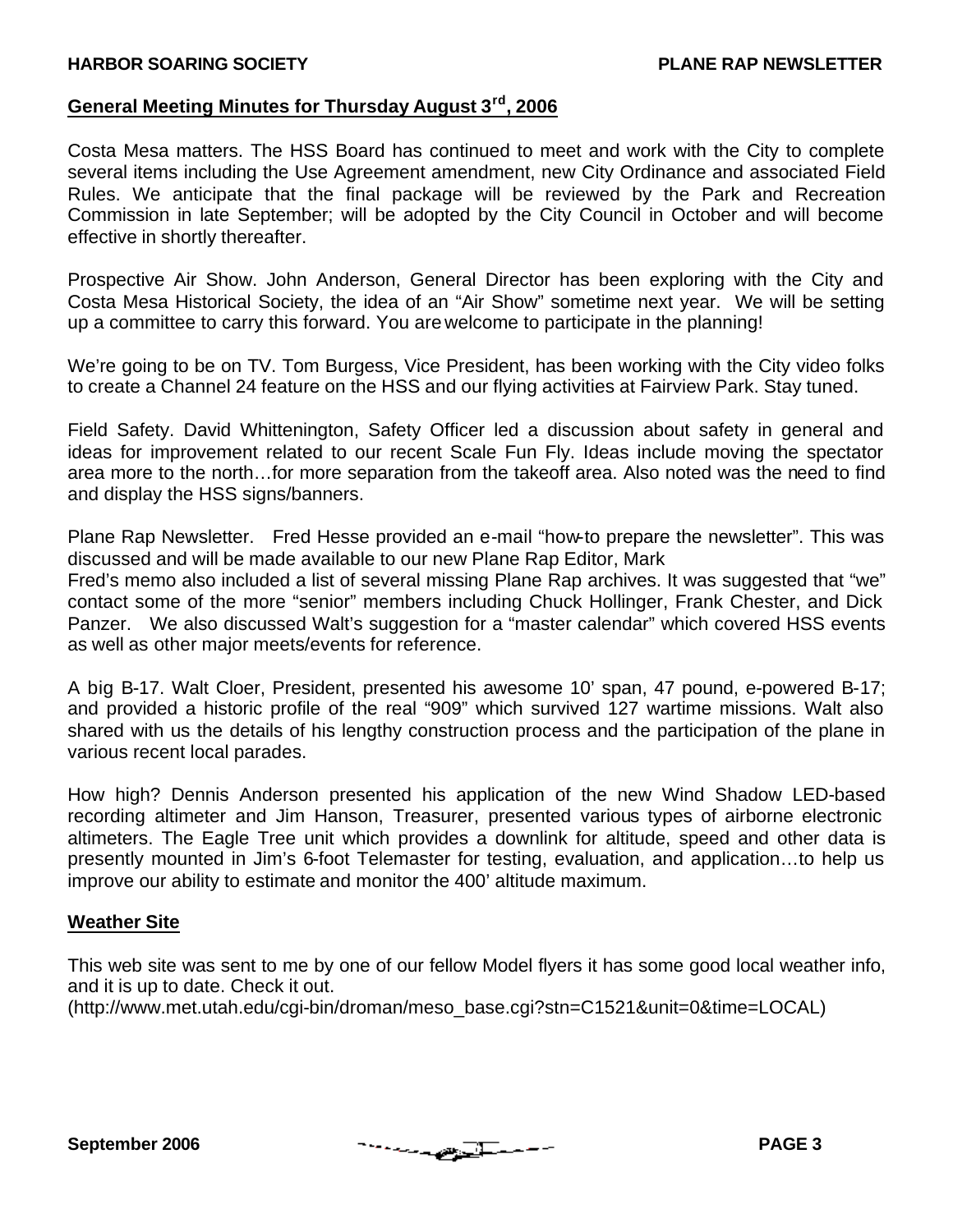## General Meeting Minutes for Thursday August 3rd, 2006

Costa Mesa matters. The HSS Board has continued to meet and work with the City to complete several items including the Use Agreement amendment, new City Ordinance and associated Field Rules. We anticipate that the final package will be reviewed by the Park and Recreation Commission in late September; will be adopted by the City Council in October and will become effective in shortly thereafter.

Prospective Air Show. John Anderson, General Director has been exploring with the City and Costa Mesa Historical Society, the idea of an "Air Show" sometime next year. We will be setting up a committee to carry this forward. You are welcome to participate in the planning!

We're going to be on TV. Tom Burgess, Vice President, has been working with the City video folks to create a Channel 24 feature on the HSS and our flying activities at Fairview Park. Stay tuned.

Field Safety. David Whittenington, Safety Officer led a discussion about safety in general and ideas for improvement related to our recent Scale Fun Fly. Ideas include moving the spectator area more to the north…for more separation from the takeoff area. Also noted was the need to find and display the HSS signs/banners.

Plane Rap Newsletter. Fred Hesse provided an e-mail "how-to prepare the newsletter". This was discussed and will be made available to our new Plane Rap Editor, Mark
Fred's memo also included a list of several missing Plane Rap archives. It was suggested that "we" contact some of the more "senior" members including Chuck Hollinger, Frank Chester, and Dick Panzer. We also discussed Walt's suggestion for a "master calendar" which covered HSS events as well as other major meets/events for reference.

A big B-17. Walt Cloer, President, presented his awesome 10' span, 47 pound, e-powered B-17; and provided a historic profile of the real "909" which survived 127 wartime missions. Walt also shared with us the details of his lengthy construction process and the participation of the plane in various recent local parades.

How high? Dennis Anderson presented his application of the new Wind Shadow LED-based recording altimeter and Jim Hanson, Treasurer, presented various types of airborne electronic altimeters. The Eagle Tree unit which provides a downlink for altitude, speed and other data is presently mounted in Jim's 6-foot Telemaster for testing, evaluation, and application…to help us improve our ability to estimate and monitor the 400' altitude maximum.

## Weather Site

This web site was sent to me by one of our fellow Model flyers it has some good local weather info, and it is up to date. Check it out.
(http://www.met.utah.edu/cgi-bin/droman/meso_base.cgi?stn=C1521&unit=0&time=LOCAL)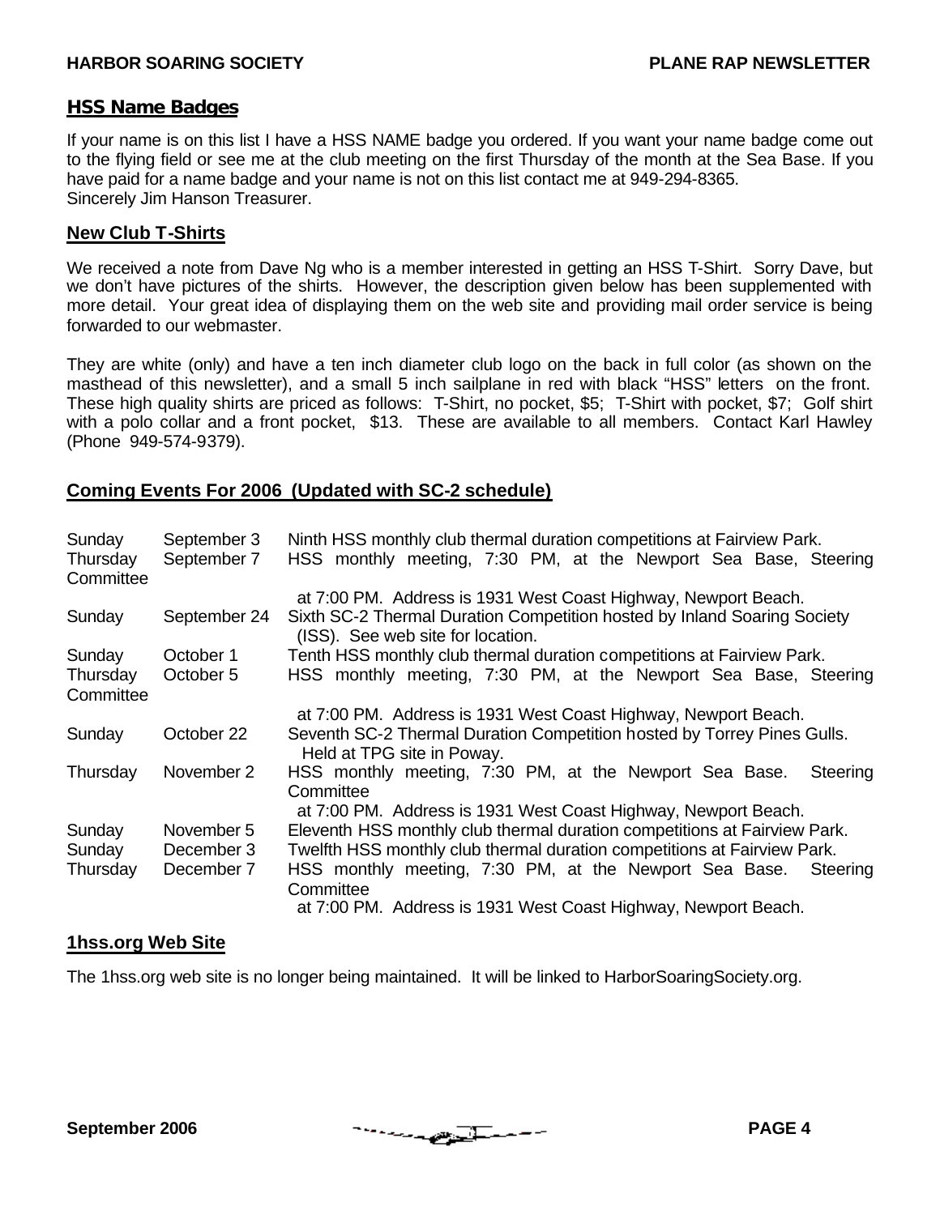## HSS Name Badges

If your name is on this list I have a HSS NAME badge you ordered. If you want your name badge come out to the flying field or see me at the club meeting on the first Thursday of the month at the Sea Base. If you have paid for a name badge and your name is not on this list contact me at 949-294-8365.
Sincerely Jim Hanson Treasurer.

## New Club T-Shirts

We received a note from Dave Ng who is a member interested in getting an HSS T-Shirt. Sorry Dave, but we don't have pictures of the shirts. However, the description given below has been supplemented with more detail. Your great idea of displaying them on the web site and providing mail order service is being forwarded to our webmaster.

They are white (only) and have a ten inch diameter club logo on the back in full color (as shown on the masthead of this newsletter), and a small 5 inch sailplane in red with black "HSS" letters on the front. These high quality shirts are priced as follows: T-Shirt, no pocket, $5; T-Shirt with pocket, $7; Golf shirt with a polo collar and a front pocket, $13. These are available to all members. Contact Karl Hawley (Phone 949-574-9379).

## Coming Events For 2006 (Updated with SC-2 schedule)

| Day | Date | Event |
|---|---|---|
| Sunday | September 3 | Ninth HSS monthly club thermal duration competitions at Fairview Park. |
| Thursday | September 7 | HSS monthly meeting, 7:30 PM, at the Newport Sea Base, Steering Committee at 7:00 PM. Address is 1931 West Coast Highway, Newport Beach. |
| Sunday | September 24 | Sixth SC-2 Thermal Duration Competition hosted by Inland Soaring Society (ISS). See web site for location. |
| Sunday | October 1 | Tenth HSS monthly club thermal duration competitions at Fairview Park. |
| Thursday | October 5 | HSS monthly meeting, 7:30 PM, at the Newport Sea Base, Steering Committee at 7:00 PM. Address is 1931 West Coast Highway, Newport Beach. |
| Sunday | October 22 | Seventh SC-2 Thermal Duration Competition hosted by Torrey Pines Gulls. Held at TPG site in Poway. |
| Thursday | November 2 | HSS monthly meeting, 7:30 PM, at the Newport Sea Base. Steering Committee at 7:00 PM. Address is 1931 West Coast Highway, Newport Beach. |
| Sunday | November 5 | Eleventh HSS monthly club thermal duration competitions at Fairview Park. |
| Sunday | December 3 | Twelfth HSS monthly club thermal duration competitions at Fairview Park. |
| Thursday | December 7 | HSS monthly meeting, 7:30 PM, at the Newport Sea Base. Steering Committee at 7:00 PM. Address is 1931 West Coast Highway, Newport Beach. |

## 1hss.org Web Site

The 1hss.org web site is no longer being maintained. It will be linked to HarborSoaringSociety.org.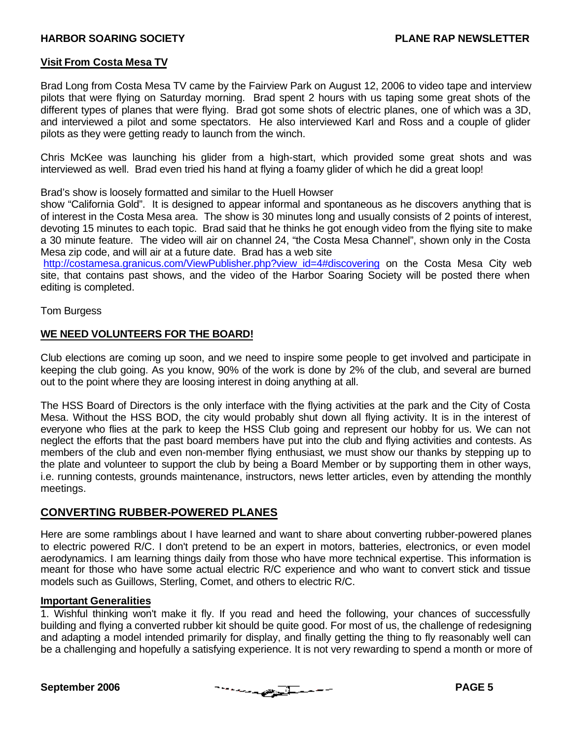## Visit From Costa Mesa TV

Brad Long from Costa Mesa TV came by the Fairview Park on August 12, 2006 to video tape and interview pilots that were flying on Saturday morning. Brad spent 2 hours with us taping some great shots of the different types of planes that were flying. Brad got some shots of electric planes, one of which was a 3D, and interviewed a pilot and some spectators. He also interviewed Karl and Ross and a couple of glider pilots as they were getting ready to launch from the winch.

Chris McKee was launching his glider from a high-start, which provided some great shots and was interviewed as well. Brad even tried his hand at flying a foamy glider of which he did a great loop!

Brad's show is loosely formatted and similar to the Huell Howser show "California Gold". It is designed to appear informal and spontaneous as he discovers anything that is of interest in the Costa Mesa area. The show is 30 minutes long and usually consists of 2 points of interest, devoting 15 minutes to each topic. Brad said that he thinks he got enough video from the flying site to make a 30 minute feature. The video will air on channel 24, "the Costa Mesa Channel", shown only in the Costa Mesa zip code, and will air at a future date. Brad has a web site http://costamesa.granicus.com/ViewPublisher.php?view_id=4#discovering on the Costa Mesa City web site, that contains past shows, and the video of the Harbor Soaring Society will be posted there when editing is completed.

Tom Burgess

## WE NEED VOLUNTEERS FOR THE BOARD!

Club elections are coming up soon, and we need to inspire some people to get involved and participate in keeping the club going. As you know, 90% of the work is done by 2% of the club, and several are burned out to the point where they are loosing interest in doing anything at all.

The HSS Board of Directors is the only interface with the flying activities at the park and the City of Costa Mesa. Without the HSS BOD, the city would probably shut down all flying activity. It is in the interest of everyone who flies at the park to keep the HSS Club going and represent our hobby for us. We can not neglect the efforts that the past board members have put into the club and flying activities and contests. As members of the club and even non-member flying enthusiast, we must show our thanks by stepping up to the plate and volunteer to support the club by being a Board Member or by supporting them in other ways, i.e. running contests, grounds maintenance, instructors, news letter articles, even by attending the monthly meetings.

## CONVERTING RUBBER-POWERED PLANES

Here are some ramblings about I have learned and want to share about converting rubber-powered planes to electric powered R/C. I don't pretend to be an expert in motors, batteries, electronics, or even model aerodynamics. I am learning things daily from those who have more technical expertise. This information is meant for those who have some actual electric R/C experience and who want to convert stick and tissue models such as Guillows, Sterling, Comet, and others to electric R/C.

### Important Generalities

1. Wishful thinking won't make it fly. If you read and heed the following, your chances of successfully building and flying a converted rubber kit should be quite good. For most of us, the challenge of redesigning and adapting a model intended primarily for display, and finally getting the thing to fly reasonably well can be a challenging and hopefully a satisfying experience. It is not very rewarding to spend a month or more of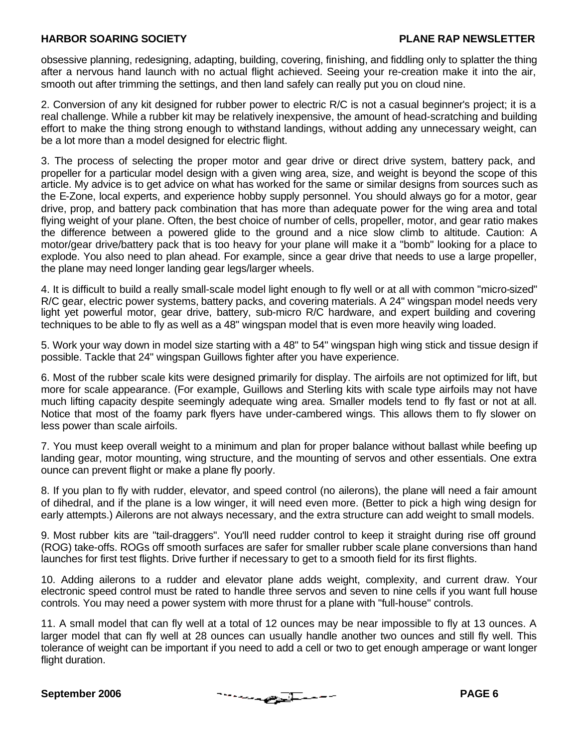obsessive planning, redesigning, adapting, building, covering, finishing, and fiddling only to splatter the thing after a nervous hand launch with no actual flight achieved. Seeing your re-creation make it into the air, smooth out after trimming the settings, and then land safely can really put you on cloud nine.

2. Conversion of any kit designed for rubber power to electric R/C is not a casual beginner's project; it is a real challenge. While a rubber kit may be relatively inexpensive, the amount of head-scratching and building effort to make the thing strong enough to withstand landings, without adding any unnecessary weight, can be a lot more than a model designed for electric flight.

3. The process of selecting the proper motor and gear drive or direct drive system, battery pack, and propeller for a particular model design with a given wing area, size, and weight is beyond the scope of this article. My advice is to get advice on what has worked for the same or similar designs from sources such as the E-Zone, local experts, and experience hobby supply personnel. You should always go for a motor, gear drive, prop, and battery pack combination that has more than adequate power for the wing area and total flying weight of your plane. Often, the best choice of number of cells, propeller, motor, and gear ratio makes the difference between a powered glide to the ground and a nice slow climb to altitude. Caution: A motor/gear drive/battery pack that is too heavy for your plane will make it a "bomb" looking for a place to explode. You also need to plan ahead. For example, since a gear drive that needs to use a large propeller, the plane may need longer landing gear legs/larger wheels.

4. It is difficult to build a really small-scale model light enough to fly well or at all with common "micro-sized" R/C gear, electric power systems, battery packs, and covering materials. A 24" wingspan model needs very light yet powerful motor, gear drive, battery, sub-micro R/C hardware, and expert building and covering techniques to be able to fly as well as a 48" wingspan model that is even more heavily wing loaded.

5. Work your way down in model size starting with a 48" to 54" wingspan high wing stick and tissue design if possible. Tackle that 24" wingspan Guillows fighter after you have experience.

6. Most of the rubber scale kits were designed primarily for display. The airfoils are not optimized for lift, but more for scale appearance. (For example, Guillows and Sterling kits with scale type airfoils may not have much lifting capacity despite seemingly adequate wing area. Smaller models tend to fly fast or not at all. Notice that most of the foamy park flyers have under-cambered wings. This allows them to fly slower on less power than scale airfoils.

7. You must keep overall weight to a minimum and plan for proper balance without ballast while beefing up landing gear, motor mounting, wing structure, and the mounting of servos and other essentials. One extra ounce can prevent flight or make a plane fly poorly.

8. If you plan to fly with rudder, elevator, and speed control (no ailerons), the plane will need a fair amount of dihedral, and if the plane is a low winger, it will need even more. (Better to pick a high wing design for early attempts.) Ailerons are not always necessary, and the extra structure can add weight to small models.

9. Most rubber kits are "tail-draggers". You'll need rudder control to keep it straight during rise off ground (ROG) take-offs. ROGs off smooth surfaces are safer for smaller rubber scale plane conversions than hand launches for first test flights. Drive further if necessary to get to a smooth field for its first flights.

10. Adding ailerons to a rudder and elevator plane adds weight, complexity, and current draw. Your electronic speed control must be rated to handle three servos and seven to nine cells if you want full house controls. You may need a power system with more thrust for a plane with "full-house" controls.

11. A small model that can fly well at a total of 12 ounces may be near impossible to fly at 13 ounces. A larger model that can fly well at 28 ounces can usually handle another two ounces and still fly well. This tolerance of weight can be important if you need to add a cell or two to get enough amperage or want longer flight duration.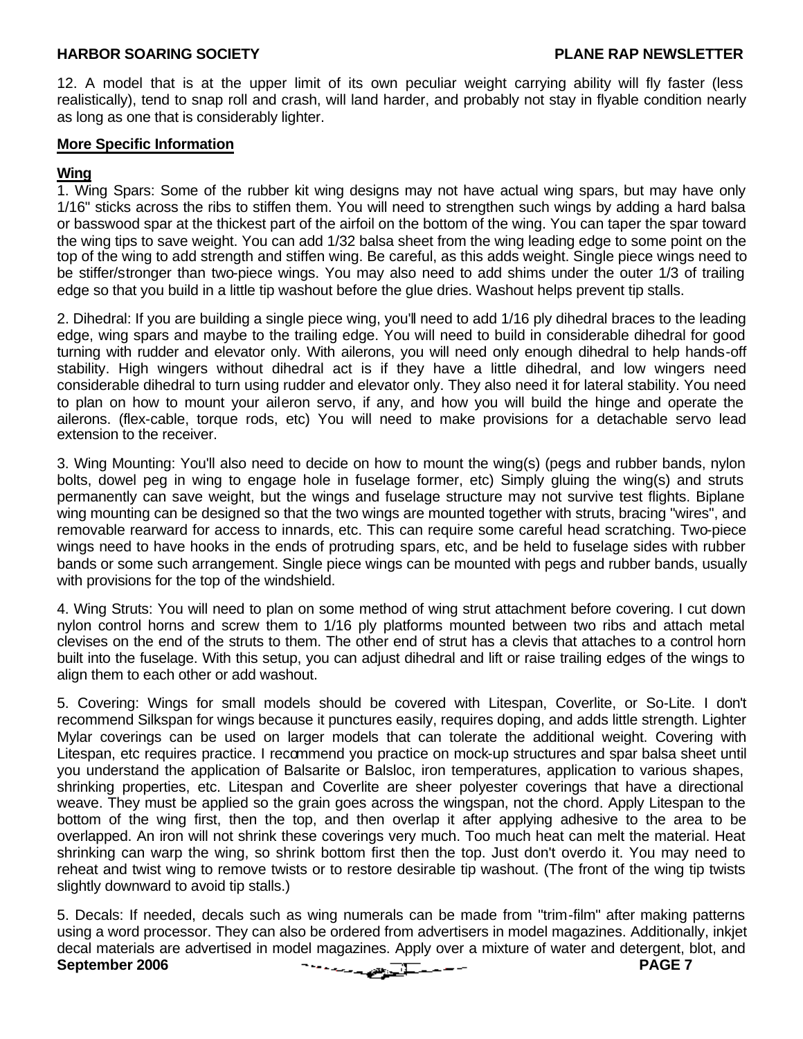12. A model that is at the upper limit of its own peculiar weight carrying ability will fly faster (less realistically), tend to snap roll and crash, will land harder, and probably not stay in flyable condition nearly as long as one that is considerably lighter.

**More Specific Information**

**Wing**

1. Wing Spars: Some of the rubber kit wing designs may not have actual wing spars, but may have only 1/16" sticks across the ribs to stiffen them. You will need to strengthen such wings by adding a hard balsa or basswood spar at the thickest part of the airfoil on the bottom of the wing. You can taper the spar toward the wing tips to save weight. You can add 1/32 balsa sheet from the wing leading edge to some point on the top of the wing to add strength and stiffen wing. Be careful, as this adds weight. Single piece wings need to be stiffer/stronger than two-piece wings. You may also need to add shims under the outer 1/3 of trailing edge so that you build in a little tip washout before the glue dries. Washout helps prevent tip stalls.

2. Dihedral: If you are building a single piece wing, you'll need to add 1/16 ply dihedral braces to the leading edge, wing spars and maybe to the trailing edge. You will need to build in considerable dihedral for good turning with rudder and elevator only. With ailerons, you will need only enough dihedral to help hands-off stability. High wingers without dihedral act is if they have a little dihedral, and low wingers need considerable dihedral to turn using rudder and elevator only. They also need it for lateral stability. You need to plan on how to mount your aileron servo, if any, and how you will build the hinge and operate the ailerons. (flex-cable, torque rods, etc) You will need to make provisions for a detachable servo lead extension to the receiver.

3. Wing Mounting: You'll also need to decide on how to mount the wing(s) (pegs and rubber bands, nylon bolts, dowel peg in wing to engage hole in fuselage former, etc) Simply gluing the wing(s) and struts permanently can save weight, but the wings and fuselage structure may not survive test flights. Biplane wing mounting can be designed so that the two wings are mounted together with struts, bracing "wires", and removable rearward for access to innards, etc. This can require some careful head scratching. Two-piece wings need to have hooks in the ends of protruding spars, etc, and be held to fuselage sides with rubber bands or some such arrangement. Single piece wings can be mounted with pegs and rubber bands, usually with provisions for the top of the windshield.

4. Wing Struts: You will need to plan on some method of wing strut attachment before covering. I cut down nylon control horns and screw them to 1/16 ply platforms mounted between two ribs and attach metal clevises on the end of the struts to them. The other end of strut has a clevis that attaches to a control horn built into the fuselage. With this setup, you can adjust dihedral and lift or raise trailing edges of the wings to align them to each other or add washout.

5. Covering: Wings for small models should be covered with Litespan, Coverlite, or So-Lite. I don't recommend Silkspan for wings because it punctures easily, requires doping, and adds little strength. Lighter Mylar coverings can be used on larger models that can tolerate the additional weight. Covering with Litespan, etc requires practice. I recommend you practice on mock-up structures and spar balsa sheet until you understand the application of Balsarite or Balsloc, iron temperatures, application to various shapes, shrinking properties, etc. Litespan and Coverlite are sheer polyester coverings that have a directional weave. They must be applied so the grain goes across the wingspan, not the chord. Apply Litespan to the bottom of the wing first, then the top, and then overlap it after applying adhesive to the area to be overlapped. An iron will not shrink these coverings very much. Too much heat can melt the material. Heat shrinking can warp the wing, so shrink bottom first then the top. Just don't overdo it. You may need to reheat and twist wing to remove twists or to restore desirable tip washout. (The front of the wing tip twists slightly downward to avoid tip stalls.)

5. Decals: If needed, decals such as wing numerals can be made from "trim-film" after making patterns using a word processor. They can also be ordered from advertisers in model magazines. Additionally, inkjet decal materials are advertised in model magazines. Apply over a mixture of water and detergent, blot, and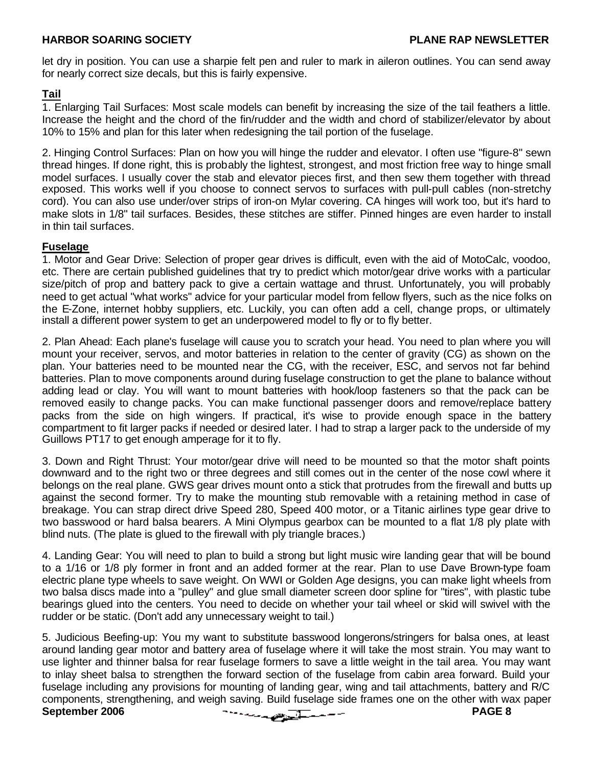let dry in position. You can use a sharpie felt pen and ruler to mark in aileron outlines. You can send away for nearly correct size decals, but this is fairly expensive.

## Tail

1. Enlarging Tail Surfaces: Most scale models can benefit by increasing the size of the tail feathers a little. Increase the height and the chord of the fin/rudder and the width and chord of stabilizer/elevator by about 10% to 15% and plan for this later when redesigning the tail portion of the fuselage.

2. Hinging Control Surfaces: Plan on how you will hinge the rudder and elevator. I often use "figure-8" sewn thread hinges. If done right, this is probably the lightest, strongest, and most friction free way to hinge small model surfaces. I usually cover the stab and elevator pieces first, and then sew them together with thread exposed. This works well if you choose to connect servos to surfaces with pull-pull cables (non-stretchy cord). You can also use under/over strips of iron-on Mylar covering. CA hinges will work too, but it's hard to make slots in 1/8" tail surfaces. Besides, these stitches are stiffer. Pinned hinges are even harder to install in thin tail surfaces.

## Fuselage

1. Motor and Gear Drive: Selection of proper gear drives is difficult, even with the aid of MotoCalc, voodoo, etc. There are certain published guidelines that try to predict which motor/gear drive works with a particular size/pitch of prop and battery pack to give a certain wattage and thrust. Unfortunately, you will probably need to get actual "what works" advice for your particular model from fellow flyers, such as the nice folks on the E-Zone, internet hobby suppliers, etc. Luckily, you can often add a cell, change props, or ultimately install a different power system to get an underpowered model to fly or to fly better.

2. Plan Ahead: Each plane's fuselage will cause you to scratch your head. You need to plan where you will mount your receiver, servos, and motor batteries in relation to the center of gravity (CG) as shown on the plan. Your batteries need to be mounted near the CG, with the receiver, ESC, and servos not far behind batteries. Plan to move components around during fuselage construction to get the plane to balance without adding lead or clay. You will want to mount batteries with hook/loop fasteners so that the pack can be removed easily to change packs. You can make functional passenger doors and remove/replace battery packs from the side on high wingers. If practical, it's wise to provide enough space in the battery compartment to fit larger packs if needed or desired later. I had to strap a larger pack to the underside of my Guillows PT17 to get enough amperage for it to fly.

3. Down and Right Thrust: Your motor/gear drive will need to be mounted so that the motor shaft points downward and to the right two or three degrees and still comes out in the center of the nose cowl where it belongs on the real plane. GWS gear drives mount onto a stick that protrudes from the firewall and butts up against the second former. Try to make the mounting stub removable with a retaining method in case of breakage. You can strap direct drive Speed 280, Speed 400 motor, or a Titanic airlines type gear drive to two basswood or hard balsa bearers. A Mini Olympus gearbox can be mounted to a flat 1/8 ply plate with blind nuts. (The plate is glued to the firewall with ply triangle braces.)

4. Landing Gear: You will need to plan to build a strong but light music wire landing gear that will be bound to a 1/16 or 1/8 ply former in front and an added former at the rear. Plan to use Dave Brown-type foam electric plane type wheels to save weight. On WWI or Golden Age designs, you can make light wheels from two balsa discs made into a "pulley" and glue small diameter screen door spline for "tires", with plastic tube bearings glued into the centers. You need to decide on whether your tail wheel or skid will swivel with the rudder or be static. (Don't add any unnecessary weight to tail.)

5. Judicious Beefing-up: You my want to substitute basswood longerons/stringers for balsa ones, at least around landing gear motor and battery area of fuselage where it will take the most strain. You may want to use lighter and thinner balsa for rear fuselage formers to save a little weight in the tail area. You may want to inlay sheet balsa to strengthen the forward section of the fuselage from cabin area forward. Build your fuselage including any provisions for mounting of landing gear, wing and tail attachments, battery and R/C components, strengthening, and weigh saving. Build fuselage side frames one on the other with wax paper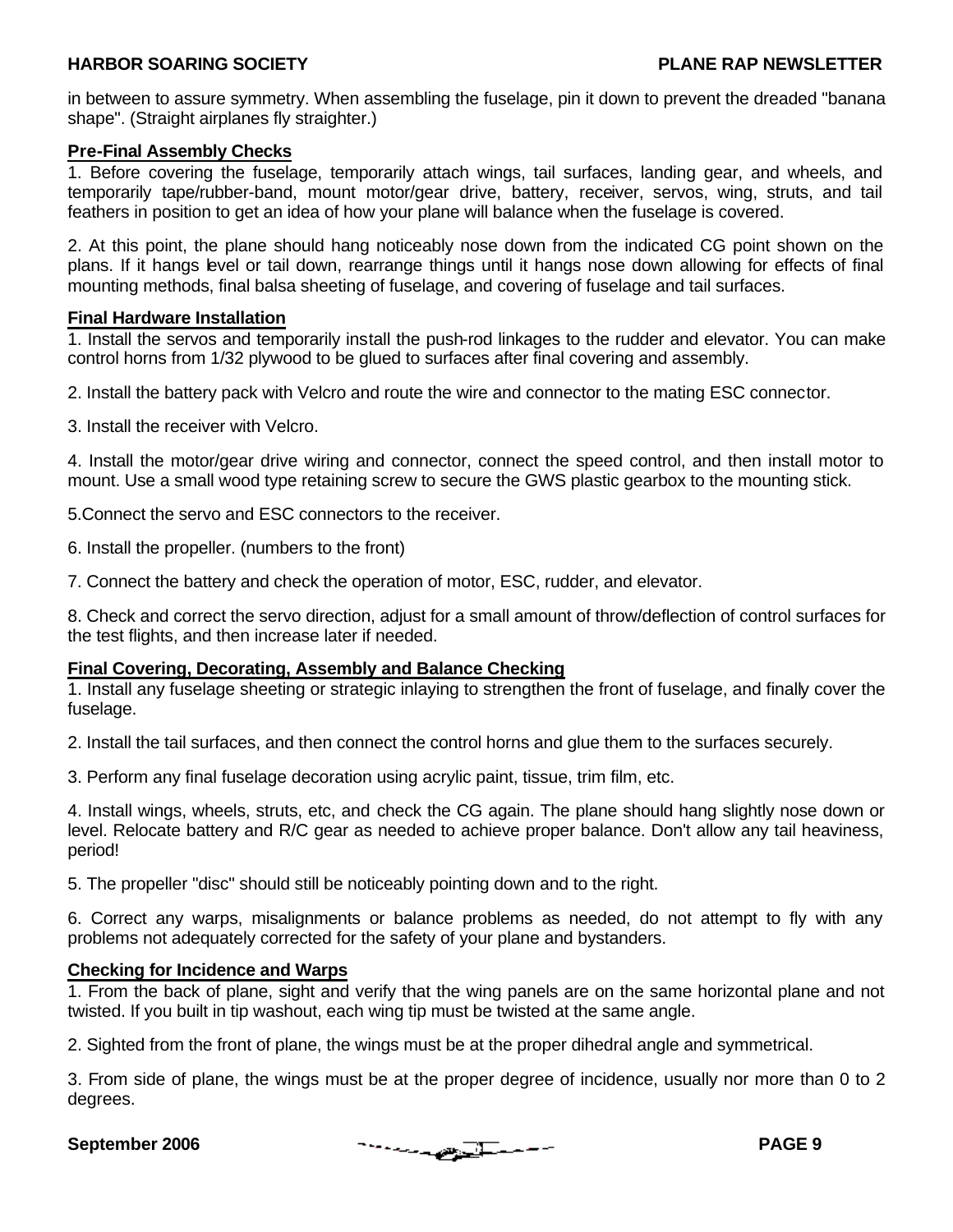in between to assure symmetry. When assembling the fuselage, pin it down to prevent the dreaded "banana shape". (Straight airplanes fly straighter.)

**Pre-Final Assembly Checks**

1. Before covering the fuselage, temporarily attach wings, tail surfaces, landing gear, and wheels, and temporarily tape/rubber-band, mount motor/gear drive, battery, receiver, servos, wing, struts, and tail feathers in position to get an idea of how your plane will balance when the fuselage is covered.

2. At this point, the plane should hang noticeably nose down from the indicated CG point shown on the plans. If it hangs level or tail down, rearrange things until it hangs nose down allowing for effects of final mounting methods, final balsa sheeting of fuselage, and covering of fuselage and tail surfaces.

**Final Hardware Installation**

1. Install the servos and temporarily install the push-rod linkages to the rudder and elevator. You can make control horns from 1/32 plywood to be glued to surfaces after final covering and assembly.

2. Install the battery pack with Velcro and route the wire and connector to the mating ESC connector.

3. Install the receiver with Velcro.

4. Install the motor/gear drive wiring and connector, connect the speed control, and then install motor to mount. Use a small wood type retaining screw to secure the GWS plastic gearbox to the mounting stick.

5.Connect the servo and ESC connectors to the receiver.

6. Install the propeller. (numbers to the front)

7. Connect the battery and check the operation of motor, ESC, rudder, and elevator.

8. Check and correct the servo direction, adjust for a small amount of throw/deflection of control surfaces for the test flights, and then increase later if needed.

**Final Covering, Decorating, Assembly and Balance Checking**

1. Install any fuselage sheeting or strategic inlaying to strengthen the front of fuselage, and finally cover the fuselage.

2. Install the tail surfaces, and then connect the control horns and glue them to the surfaces securely.

3. Perform any final fuselage decoration using acrylic paint, tissue, trim film, etc.

4. Install wings, wheels, struts, etc, and check the CG again. The plane should hang slightly nose down or level. Relocate battery and R/C gear as needed to achieve proper balance. Don't allow any tail heaviness, period!

5. The propeller "disc" should still be noticeably pointing down and to the right.

6. Correct any warps, misalignments or balance problems as needed, do not attempt to fly with any problems not adequately corrected for the safety of your plane and bystanders.

**Checking for Incidence and Warps**

1. From the back of plane, sight and verify that the wing panels are on the same horizontal plane and not twisted. If you built in tip washout, each wing tip must be twisted at the same angle.

2. Sighted from the front of plane, the wings must be at the proper dihedral angle and symmetrical.

3. From side of plane, the wings must be at the proper degree of incidence, usually nor more than 0 to 2 degrees.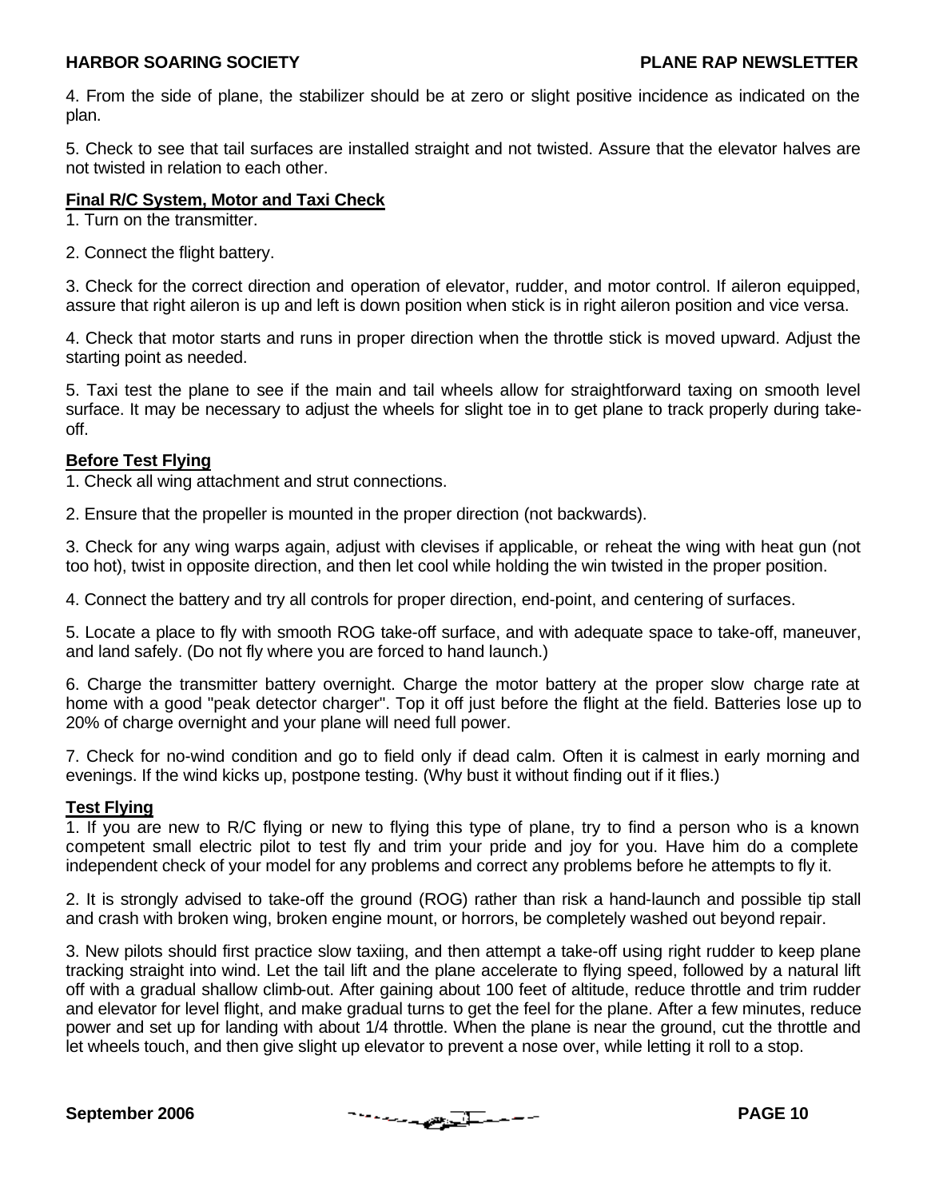4. From the side of plane, the stabilizer should be at zero or slight positive incidence as indicated on the plan.

5. Check to see that tail surfaces are installed straight and not twisted. Assure that the elevator halves are not twisted in relation to each other.

**Final R/C System, Motor and Taxi Check**

1. Turn on the transmitter.

2. Connect the flight battery.

3. Check for the correct direction and operation of elevator, rudder, and motor control. If aileron equipped, assure that right aileron is up and left is down position when stick is in right aileron position and vice versa.

4. Check that motor starts and runs in proper direction when the throttle stick is moved upward. Adjust the starting point as needed.

5. Taxi test the plane to see if the main and tail wheels allow for straightforward taxing on smooth level surface. It may be necessary to adjust the wheels for slight toe in to get plane to track properly during take-off.

**Before Test Flying**

1. Check all wing attachment and strut connections.

2. Ensure that the propeller is mounted in the proper direction (not backwards).

3. Check for any wing warps again, adjust with clevises if applicable, or reheat the wing with heat gun (not too hot), twist in opposite direction, and then let cool while holding the win twisted in the proper position.

4. Connect the battery and try all controls for proper direction, end-point, and centering of surfaces.

5. Locate a place to fly with smooth ROG take-off surface, and with adequate space to take-off, maneuver, and land safely. (Do not fly where you are forced to hand launch.)

6. Charge the transmitter battery overnight. Charge the motor battery at the proper slow charge rate at home with a good "peak detector charger". Top it off just before the flight at the field. Batteries lose up to 20% of charge overnight and your plane will need full power.

7. Check for no-wind condition and go to field only if dead calm. Often it is calmest in early morning and evenings. If the wind kicks up, postpone testing. (Why bust it without finding out if it flies.)

**Test Flying**

1. If you are new to R/C flying or new to flying this type of plane, try to find a person who is a known competent small electric pilot to test fly and trim your pride and joy for you. Have him do a complete independent check of your model for any problems and correct any problems before he attempts to fly it.

2. It is strongly advised to take-off the ground (ROG) rather than risk a hand-launch and possible tip stall and crash with broken wing, broken engine mount, or horrors, be completely washed out beyond repair.

3. New pilots should first practice slow taxiing, and then attempt a take-off using right rudder to keep plane tracking straight into wind. Let the tail lift and the plane accelerate to flying speed, followed by a natural lift off with a gradual shallow climb-out. After gaining about 100 feet of altitude, reduce throttle and trim rudder and elevator for level flight, and make gradual turns to get the feel for the plane. After a few minutes, reduce power and set up for landing with about 1/4 throttle. When the plane is near the ground, cut the throttle and let wheels touch, and then give slight up elevator to prevent a nose over, while letting it roll to a stop.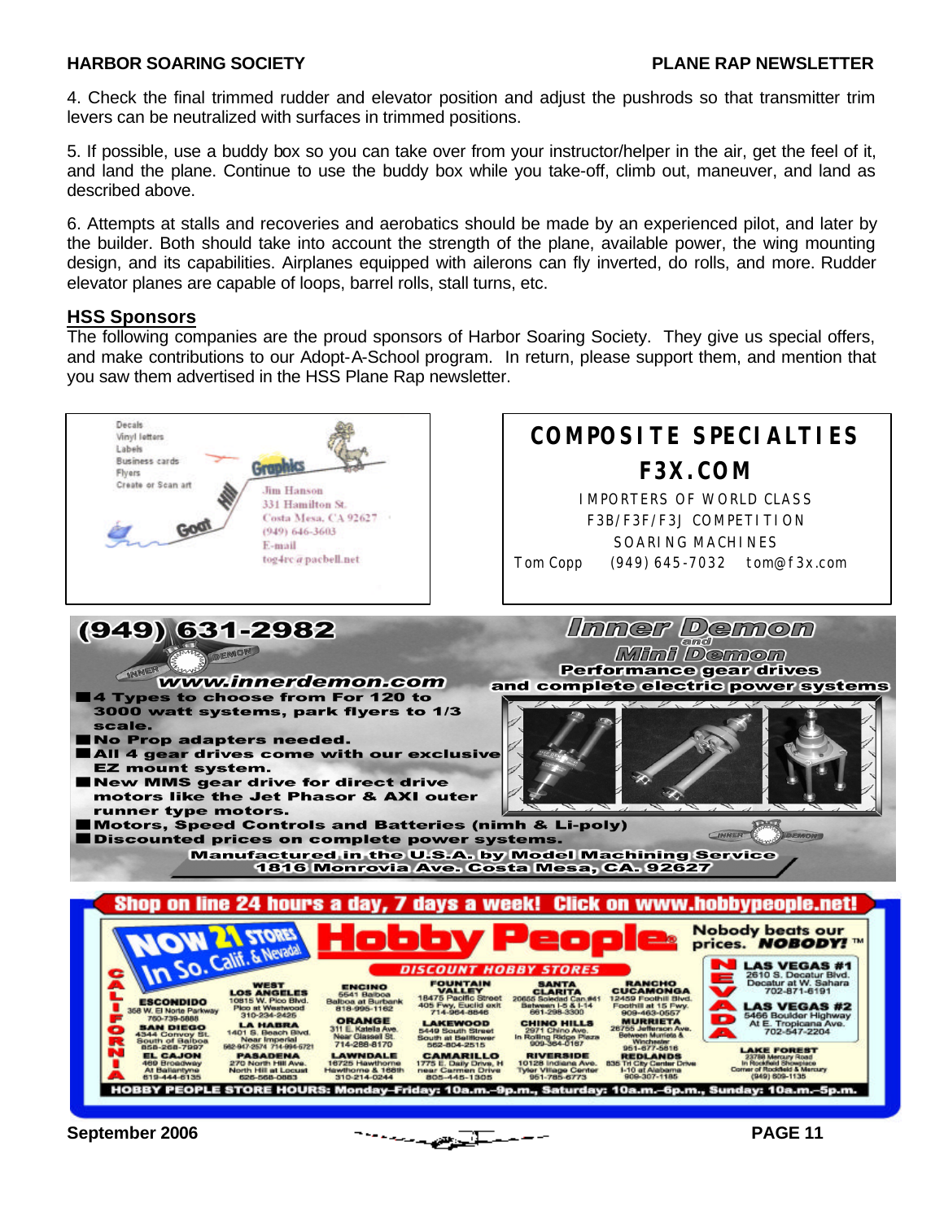4. Check the final trimmed rudder and elevator position and adjust the pushrods so that transmitter trim levers can be neutralized with surfaces in trimmed positions.

5. If possible, use a buddy box so you can take over from your instructor/helper in the air, get the feel of it, and land the plane. Continue to use the buddy box while you take-off, climb out, maneuver, and land as described above.

6. Attempts at stalls and recoveries and aerobatics should be made by an experienced pilot, and later by the builder. Both should take into account the strength of the plane, available power, the wing mounting design, and its capabilities. Airplanes equipped with ailerons can fly inverted, do rolls, and more. Rudder elevator planes are capable of loops, barrel rolls, stall turns, etc.

## HSS Sponsors

The following companies are the proud sponsors of Harbor Soaring Society. They give us special offers, and make contributions to our Adopt-A-School program. In return, please support them, and mention that you saw them advertised in the HSS Plane Rap newsletter.

**Hill Goat Graphics**
Decals
Vinyl letters
Labels
Business cards
Flyers
Create or Scan art

Jim Hanson
331 Hamilton St.
Costa Mesa, CA 92627
(949) 646-3603
E-mail
tog4rc@pacbell.net

**COMPOSITE SPECIALTIES**
**F3X.COM**
IMPORTERS OF WORLD CLASS
F3B/F3F/F3J COMPETITION
SOARING MACHINES
Tom Copp (949) 645-7032 tom@f3x.com

**(949) 631-2982**
**Inner Demon and Mini Demon**
**Performance gear drives and complete electric power systems**
**www.innerdemon.com**

- 4 Types to choose from For 120 to 3000 watt systems, park flyers to 1/3 scale.
- No Prop adapters needed.
- All 4 gear drives come with our exclusive EZ mount system.
- New MMS gear drive for direct drive motors like the Jet Phasor & AXI outer runner type motors.
- Motors, Speed Controls and Batteries (nimh & Li-poly)
- Discounted prices on complete power systems.

Manufactured in the U.S.A. by Model Machining Service
1816 Monrovia Ave. Costa Mesa, CA. 92627

**Shop on line 24 hours a day, 7 days a week! Click on www.hobbypeople.net!**

**NOW 21 STORES In So. Calif. & Nevada! Hobby People** — DISCOUNT HOBBY STORES
Nobody beats our prices. NOBODY!™

CALIFORNIA

- **ESCONDIDO** 358 W. El Norte Parkway 760-739-5888
- **SAN DIEGO** 4344 Convoy St. South of Balboa 858-268-7997
- **EL CAJON** 469 Broadway At Ballantyne 619-444-6135
- **WEST LOS ANGELES** 10815 W. Pico Blvd. Pico at Westwood 310-234-2425
- **LA HABRA** 1401 S. Beach Blvd. Near Imperial 562-947-2574 714-994-5721
- **PASADENA** 270 North Hill Ave. North Hill at Locust 626-568-0883
- **ENCINO** 5541 Balboa Balboa at Burbank 818-995-1162
- **ORANGE** 311 E. Katella Ave. Near Glassell St. 714-288-8170
- **LAWNDALE** 16725 Hawthorne Hawthorne & 168th 310-214-0244
- **FOUNTAIN VALLEY** 18475 Pacific Street 405 Fwy, Euclid exit 714-964-8846
- **LAKEWOOD** 5449 South Street South at Bellflower 562-804-2515
- **CAMARILLO** 1775 E. Daily Drive, H near Carmen Drive 805-445-1305
- **SANTA CLARITA** 20655 Soledad Can.#41 Between I-5 & I-14 661-298-3300
- **CHINO HILLS** 2971 Chino Ave. In Rolling Ridge Plaza 909-364-0167
- **RIVERSIDE** 10128 Indiana Ave. Tyler Village Center 951-785-6773
- **RANCHO CUCAMONGA** 12459 Foothill Blvd. Foothill at 15 Fwy. 909-463-0557
- **MURRIETA** 26755 Jefferson Ave. Between Murrieta & Winchester 951-677-5818
- **REDLANDS** 835 Tri City Center Drive I-10 at Alabama 909-307-1185

NEVADA

- **LAS VEGAS #1** 2610 S. Decatur Blvd. Decatur at W. Sahara 702-871-6191
- **LAS VEGAS #2** 5466 Boulder Highway At E. Tropicana Ave. 702-547-2204
- **LAKE FOREST** 23798 Mercury Road In Rockfield Showplace Corner of Rockfield & Mercury (949) 609-1135

HOBBY PEOPLE STORE HOURS: Monday–Friday: 10a.m.–9p.m., Saturday: 10a.m.–6p.m., Sunday: 10a.m.–5p.m.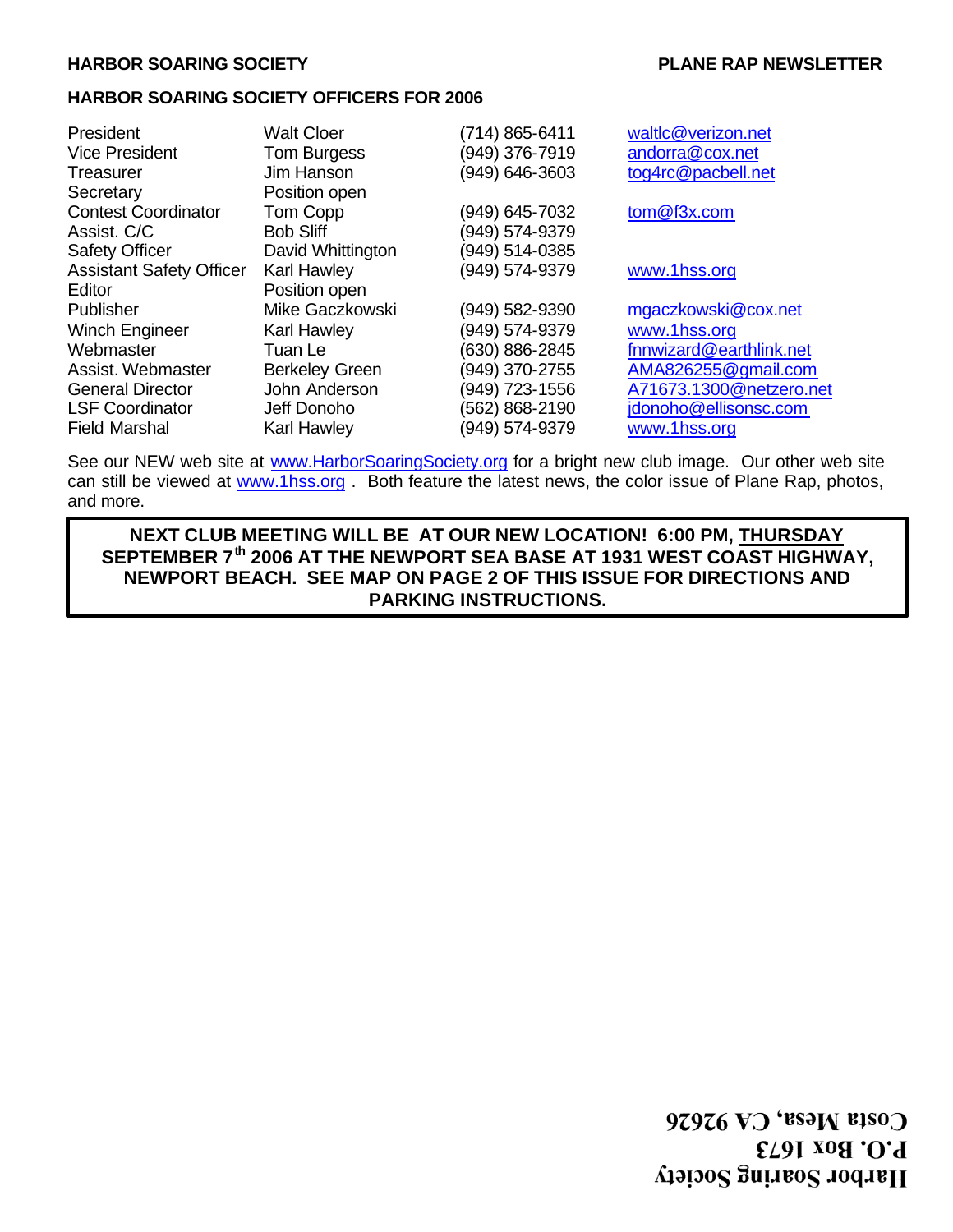**HARBOR SOARING SOCIETY** **PLANE RAP NEWSLETTER**

## HARBOR SOARING SOCIETY OFFICERS FOR 2006

| | | | |
|---|---|---|---|
| President | Walt Cloer | (714) 865-6411 | waltlc@verizon.net |
| Vice President | Tom Burgess | (949) 376-7919 | andorra@cox.net |
| Treasurer | Jim Hanson | (949) 646-3603 | tog4rc@pacbell.net |
| Secretary | Position open | | |
| Contest Coordinator | Tom Copp | (949) 645-7032 | tom@f3x.com |
| Assist. C/C | Bob Sliff | (949) 574-9379 | |
| Safety Officer | David Whittington | (949) 514-0385 | |
| Assistant Safety Officer | Karl Hawley | (949) 574-9379 | www.1hss.org |
| Editor | Position open | | |
| Publisher | Mike Gaczkowski | (949) 582-9390 | mgaczkowski@cox.net |
| Winch Engineer | Karl Hawley | (949) 574-9379 | www.1hss.org |
| Webmaster | Tuan Le | (630) 886-2845 | fnnwizard@earthlink.net |
| Assist. Webmaster | Berkeley Green | (949) 370-2755 | AMA826255@gmail.com |
| General Director | John Anderson | (949) 723-1556 | A71673.1300@netzero.net |
| LSF Coordinator | Jeff Donoho | (562) 868-2190 | jdonoho@ellisonsc.com |
| Field Marshal | Karl Hawley | (949) 574-9379 | www.1hss.org |

See our NEW web site at www.HarborSoaringSociety.org for a bright new club image. Our other web site can still be viewed at www.1hss.org . Both feature the latest news, the color issue of Plane Rap, photos, and more.

**NEXT CLUB MEETING WILL BE AT OUR NEW LOCATION! 6:00 PM, THURSDAY SEPTEMBER 7th 2006 AT THE NEWPORT SEA BASE AT 1931 WEST COAST HIGHWAY, NEWPORT BEACH. SEE MAP ON PAGE 2 OF THIS ISSUE FOR DIRECTIONS AND PARKING INSTRUCTIONS.**

**Harbor Soaring Society**
**P.O. Box 1673**
**Costa Mesa, CA 92626**